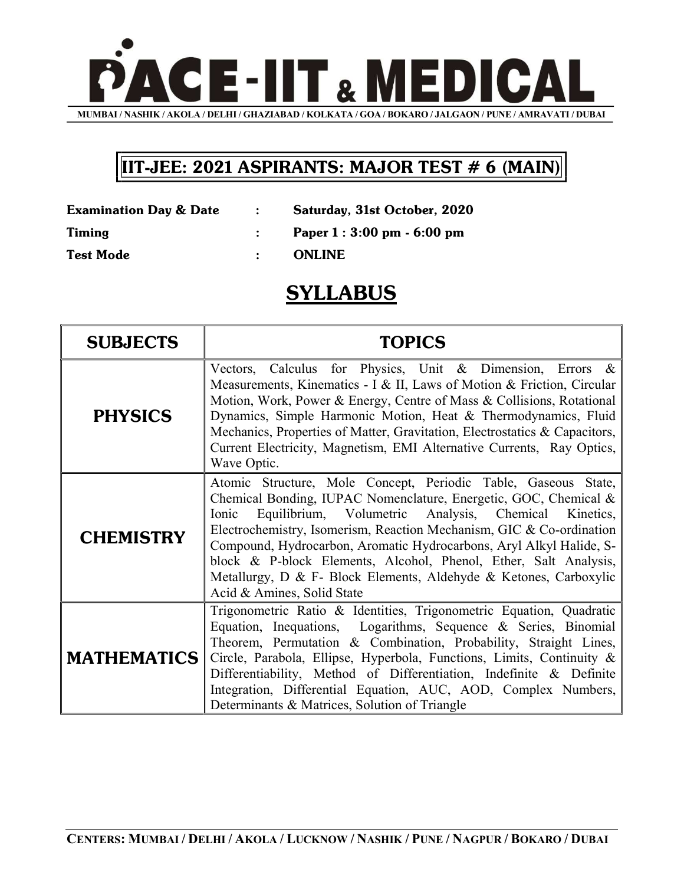# PACE-IIT & MEDICAL

**MUMBAI / NASHIK / AKOLA / DELHI / GHAZIABAD / KOLKATA / GOA / BOKARO / JALGAON / PUNE / AMRAVATI / DUBAI**

## IIT-JEE: 2021 ASPIRANTS: MAJOR TEST # 6 (MAIN)

**Examination Day & Date** : **Saturday, 31st October, 2020**

**Timing** : **Paper 1 : 3:00 pm - 6:00 pm**

**Test Mode** : **ONLINE**

# SYLLABUS

| SUBJECTS | TOPICS |
|---|---|
| **PHYSICS** | Vectors, Calculus for Physics, Unit & Dimension, Errors & Measurements, Kinematics - I & II, Laws of Motion & Friction, Circular Motion, Work, Power & Energy, Centre of Mass & Collisions, Rotational Dynamics, Simple Harmonic Motion, Heat & Thermodynamics, Fluid Mechanics, Properties of Matter, Gravitation, Electrostatics & Capacitors, Current Electricity, Magnetism, EMI Alternative Currents, Ray Optics, Wave Optic. |
| **CHEMISTRY** | Atomic Structure, Mole Concept, Periodic Table, Gaseous State, Chemical Bonding, IUPAC Nomenclature, Energetic, GOC, Chemical & Ionic Equilibrium, Volumetric Analysis, Chemical Kinetics, Electrochemistry, Isomerism, Reaction Mechanism, GIC & Co-ordination Compound, Hydrocarbon, Aromatic Hydrocarbons, Aryl Alkyl Halide, S-block & P-block Elements, Alcohol, Phenol, Ether, Salt Analysis, Metallurgy, D & F- Block Elements, Aldehyde & Ketones, Carboxylic Acid & Amines, Solid State |
| **MATHEMATICS** | Trigonometric Ratio & Identities, Trigonometric Equation, Quadratic Equation, Inequations, Logarithms, Sequence & Series, Binomial Theorem, Permutation & Combination, Probability, Straight Lines, Circle, Parabola, Ellipse, Hyperbola, Functions, Limits, Continuity & Differentiability, Method of Differentiation, Indefinite & Definite Integration, Differential Equation, AUC, AOD, Complex Numbers, Determinants & Matrices, Solution of Triangle |

**CENTERS: MUMBAI / DELHI / AKOLA / LUCKNOW / NASHIK / PUNE / NAGPUR / BOKARO / DUBAI**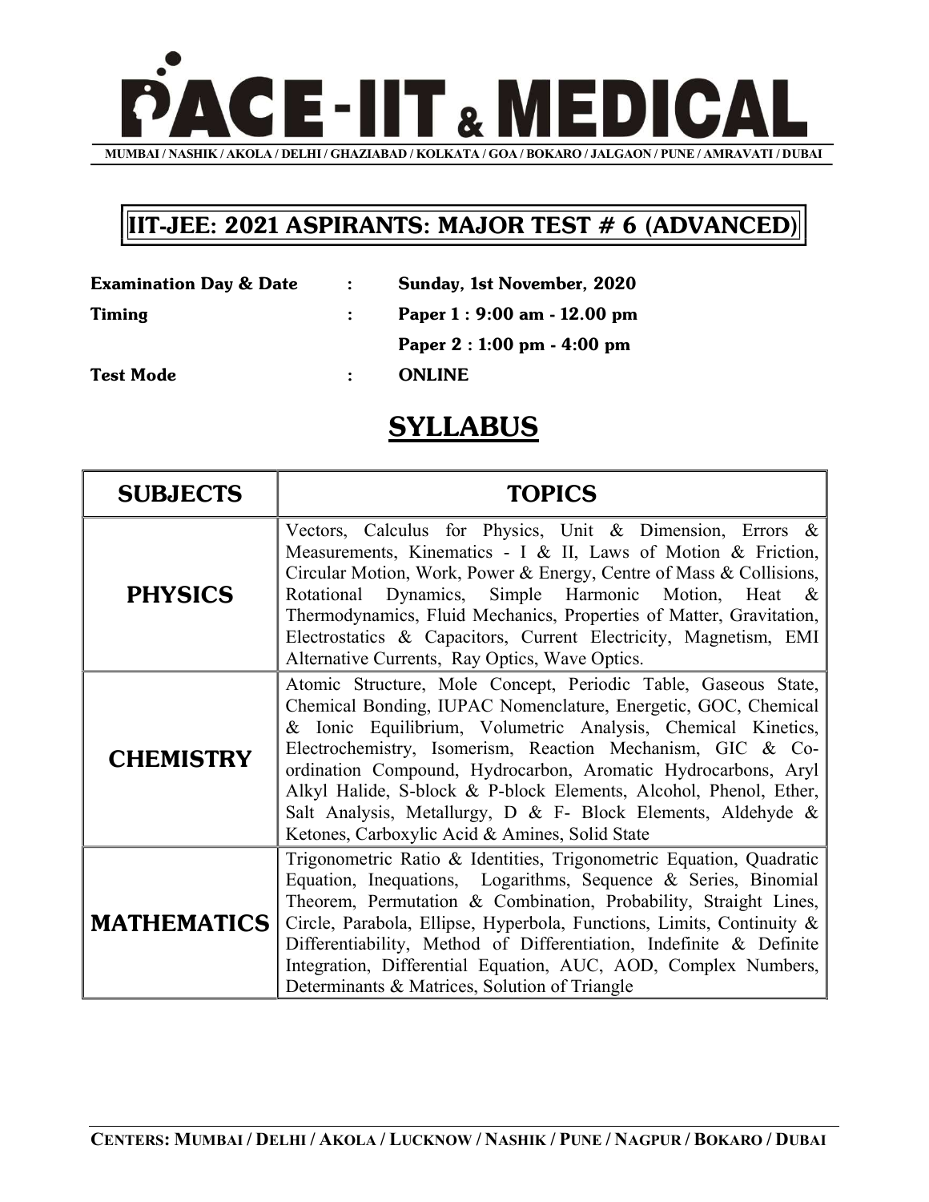# PACE-IIT & MEDICAL

MUMBAI / NASHIK / AKOLA / DELHI / GHAZIABAD / KOLKATA / GOA / BOKARO / JALGAON / PUNE / AMRAVATI / DUBAI

## IIT-JEE: 2021 ASPIRANTS: MAJOR TEST # 6 (ADVANCED)

**Examination Day & Date** : **Sunday, 1st November, 2020**

**Timing** : **Paper 1 : 9:00 am - 12.00 pm**

**Paper 2 : 1:00 pm - 4:00 pm**

**Test Mode** : **ONLINE**

## SYLLABUS

| SUBJECTS | TOPICS |
|---|---|
| **PHYSICS** | Vectors, Calculus for Physics, Unit & Dimension, Errors & Measurements, Kinematics - I & II, Laws of Motion & Friction, Circular Motion, Work, Power & Energy, Centre of Mass & Collisions, Rotational Dynamics, Simple Harmonic Motion, Heat & Thermodynamics, Fluid Mechanics, Properties of Matter, Gravitation, Electrostatics & Capacitors, Current Electricity, Magnetism, EMI Alternative Currents, Ray Optics, Wave Optics. |
| **CHEMISTRY** | Atomic Structure, Mole Concept, Periodic Table, Gaseous State, Chemical Bonding, IUPAC Nomenclature, Energetic, GOC, Chemical & Ionic Equilibrium, Volumetric Analysis, Chemical Kinetics, Electrochemistry, Isomerism, Reaction Mechanism, GIC & Co-ordination Compound, Hydrocarbon, Aromatic Hydrocarbons, Aryl Alkyl Halide, S-block & P-block Elements, Alcohol, Phenol, Ether, Salt Analysis, Metallurgy, D & F- Block Elements, Aldehyde & Ketones, Carboxylic Acid & Amines, Solid State |
| **MATHEMATICS** | Trigonometric Ratio & Identities, Trigonometric Equation, Quadratic Equation, Inequations, Logarithms, Sequence & Series, Binomial Theorem, Permutation & Combination, Probability, Straight Lines, Circle, Parabola, Ellipse, Hyperbola, Functions, Limits, Continuity & Differentiability, Method of Differentiation, Indefinite & Definite Integration, Differential Equation, AUC, AOD, Complex Numbers, Determinants & Matrices, Solution of Triangle |

CENTERS: MUMBAI / DELHI / AKOLA / LUCKNOW / NASHIK / PUNE / NAGPUR / BOKARO / DUBAI